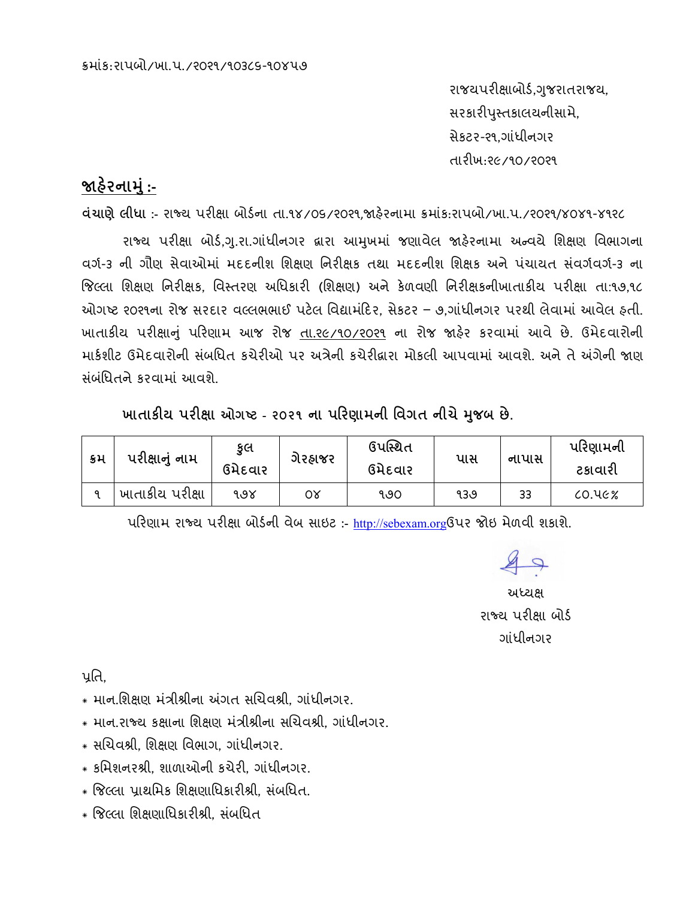ક્રમાંક:રાપબો/ખા.પ./૨૦૨૧/૧૦૩૮૬-૧૦૪૫૭

રાજયપરીક્ષાબોર્ડ,ગુજરાતરાજય,
સરકારીપુસ્તકાલયનીસામે,
સેકટર-૨૧,ગાંધીનગર
તારીખ:૨૯/૧૦/૨૦૨૧

## જાહેરનામું :-

**વંચાણે લીધા** :- રાજ્ય પરીક્ષા બોર્ડના તા.૧૪/૦૬/૨૦૨૧,જાહેરનામા ક્રમાંક:રાપબો/ખા.પ./૨૦૨૧/૪૦૪૧-૪૧૨૮

રાજ્ય પરીક્ષા બોર્ડ,ગુ.રા.ગાંધીનગર દ્વારા આમુખમાં જણાવેલ જાહેરનામા અન્વયે શિક્ષણ વિભાગના વર્ગ-૩ ની ગૌણ સેવાઓમાં મદદનીશ શિક્ષણ નિરીક્ષક તથા મદદનીશ શિક્ષક અને પંચાયત સંવર્ગવર્ગ-૩ ના જિલ્લા શિક્ષણ નિરીક્ષક, વિસ્તરણ અધિકારી (શિક્ષણ) અને કેળવણી નિરીક્ષકનીખાતાકીય પરીક્ષા તા:૧૭,૧૮ ઓગષ્ટ ૨૦૨૧ના રોજ સરદાર વલ્લભભાઈ પટેલ વિદ્યામંદિર, સેકટર – ૭,ગાંધીનગર પરથી લેવામાં આવેલ હતી. ખાતાકીય પરીક્ષાનું પરિણામ આજ રોજ તા.૨૯/૧૦/૨૦૨૧ ના રોજ જાહેર કરવામાં આવે છે. ઉમેદવારોની માર્કશીટ ઉમેદવારોની સંબધિત કચેરીઓ પર અત્રેની કચેરીદ્વારા મોકલી આપવામાં આવશે. અને તે અંગેની જાણ સંબંધિતને કરવામાં આવશે.

**ખાતાકીય પરીક્ષા ઓગષ્ટ - ૨૦૨૧ ના પરિણામની વિગત નીચે મુજબ છે.**

| ક્રમ | પરીક્ષાનું નામ | કુલ ઉમેદવાર | ગેરહાજર | ઉપસ્થિત ઉમેદવાર | પાસ | નાપાસ | પરિણામની ટકાવારી |
|---|---|---|---|---|---|---|---|
| ૧ | ખાતાકીય પરીક્ષા | ૧૭૪ | ૦૪ | ૧૭૦ | ૧૩૭ | ૩૩ | ૮૦.૫૯% |

પરિણામ રાજ્ય પરીક્ષા બોર્ડની વેબ સાઇટ :- http://sebexam.orgઉપર જોઇ મેળવી શકાશે.

અધ્યક્ષ
રાજ્ય પરીક્ષા બોર્ડ
ગાંધીનગર

પ્રતિ,

* માન.શિક્ષણ મંત્રીશ્રીના અંગત સચિવશ્રી, ગાંધીનગર.
* માન.રાજ્ય કક્ષાના શિક્ષણ મંત્રીશ્રીના સચિવશ્રી, ગાંધીનગર.
* સચિવશ્રી, શિક્ષણ વિભાગ, ગાંધીનગર.
* કમિશનરશ્રી, શાળાઓની કચેરી, ગાંધીનગર.
* જિલ્લા પ્રાથમિક શિક્ષણાધિકારીશ્રી, સંબધિત.
* જિલ્લા શિક્ષણાધિકારીશ્રી, સંબધિત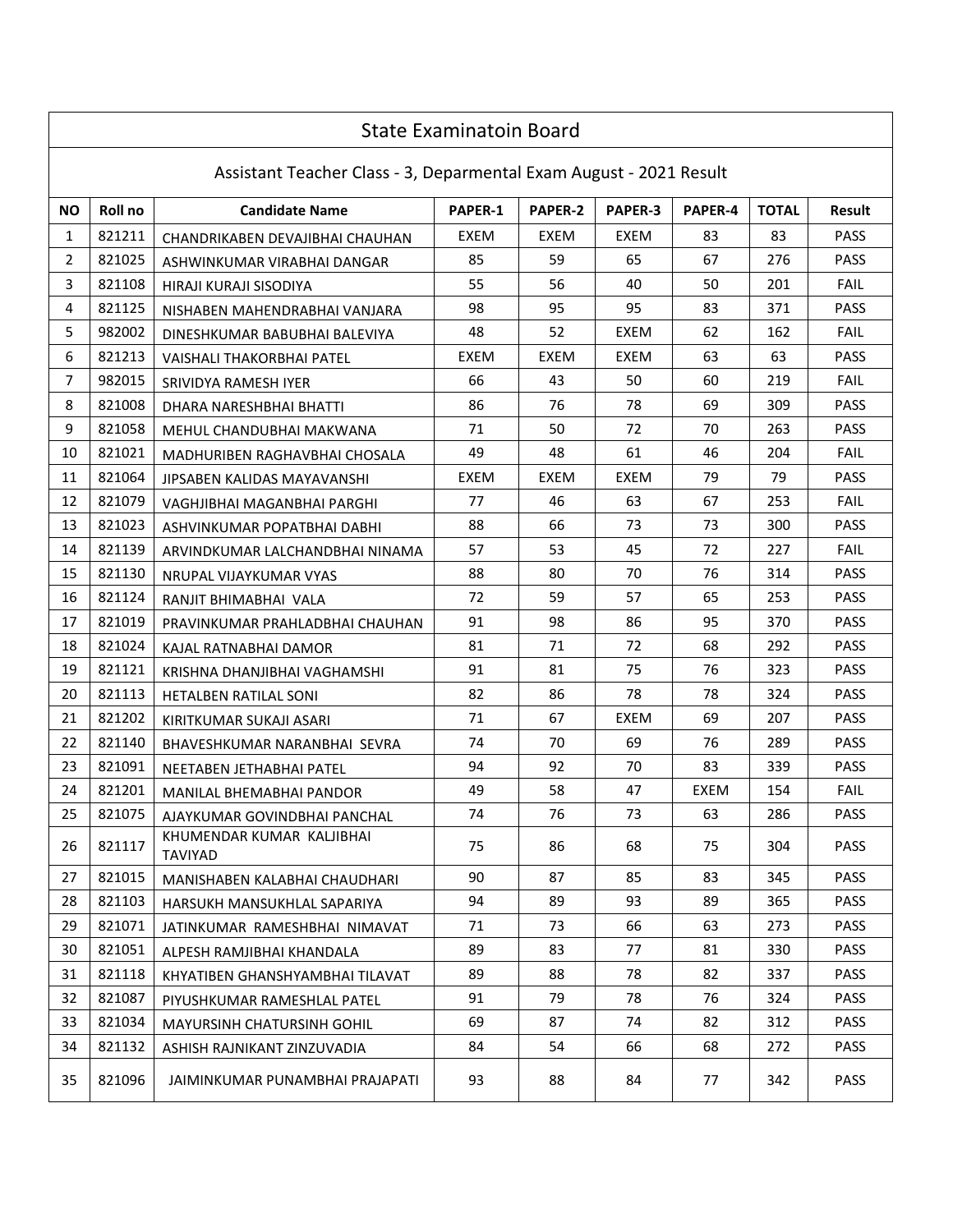# State Examinatoin Board

## Assistant Teacher Class - 3, Deparmental Exam August - 2021 Result

| NO | Roll no | Candidate Name | PAPER-1 | PAPER-2 | PAPER-3 | PAPER-4 | TOTAL | Result |
|---|---|---|---|---|---|---|---|---|
| 1 | 821211 | CHANDRIKABEN DEVAJIBHAI CHAUHAN | EXEM | EXEM | EXEM | 83 | 83 | PASS |
| 2 | 821025 | ASHWINKUMAR VIRABHAI DANGAR | 85 | 59 | 65 | 67 | 276 | PASS |
| 3 | 821108 | HIRAJI KURAJI SISODIYA | 55 | 56 | 40 | 50 | 201 | FAIL |
| 4 | 821125 | NISHABEN MAHENDRABHAI VANJARA | 98 | 95 | 95 | 83 | 371 | PASS |
| 5 | 982002 | DINESHKUMAR BABUBHAI BALEVIYA | 48 | 52 | EXEM | 62 | 162 | FAIL |
| 6 | 821213 | VAISHALI THAKORBHAI PATEL | EXEM | EXEM | EXEM | 63 | 63 | PASS |
| 7 | 982015 | SRIVIDYA RAMESH IYER | 66 | 43 | 50 | 60 | 219 | FAIL |
| 8 | 821008 | DHARA NARESHBHAI BHATTI | 86 | 76 | 78 | 69 | 309 | PASS |
| 9 | 821058 | MEHUL CHANDUBHAI MAKWANA | 71 | 50 | 72 | 70 | 263 | PASS |
| 10 | 821021 | MADHURIBEN RAGHAVBHAI CHOSALA | 49 | 48 | 61 | 46 | 204 | FAIL |
| 11 | 821064 | JIPSABEN KALIDAS MAYAVANSHI | EXEM | EXEM | EXEM | 79 | 79 | PASS |
| 12 | 821079 | VAGHJIBHAI MAGANBHAI PARGHI | 77 | 46 | 63 | 67 | 253 | FAIL |
| 13 | 821023 | ASHVINKUMAR POPATBHAI DABHI | 88 | 66 | 73 | 73 | 300 | PASS |
| 14 | 821139 | ARVINDKUMAR LALCHANDBHAI NINAMA | 57 | 53 | 45 | 72 | 227 | FAIL |
| 15 | 821130 | NRUPAL VIJAYKUMAR VYAS | 88 | 80 | 70 | 76 | 314 | PASS |
| 16 | 821124 | RANJIT BHIMABHAI VALA | 72 | 59 | 57 | 65 | 253 | PASS |
| 17 | 821019 | PRAVINKUMAR PRAHLADBHAI CHAUHAN | 91 | 98 | 86 | 95 | 370 | PASS |
| 18 | 821024 | KAJAL RATNABHAI DAMOR | 81 | 71 | 72 | 68 | 292 | PASS |
| 19 | 821121 | KRISHNA DHANJIBHAI VAGHAMSHI | 91 | 81 | 75 | 76 | 323 | PASS |
| 20 | 821113 | HETALBEN RATILAL SONI | 82 | 86 | 78 | 78 | 324 | PASS |
| 21 | 821202 | KIRITKUMAR SUKAJI ASARI | 71 | 67 | EXEM | 69 | 207 | PASS |
| 22 | 821140 | BHAVESHKUMAR NARANBHAI SEVRA | 74 | 70 | 69 | 76 | 289 | PASS |
| 23 | 821091 | NEETABEN JETHABHAI PATEL | 94 | 92 | 70 | 83 | 339 | PASS |
| 24 | 821201 | MANILAL BHEMABHAI PANDOR | 49 | 58 | 47 | EXEM | 154 | FAIL |
| 25 | 821075 | AJAYKUMAR GOVINDBHAI PANCHAL | 74 | 76 | 73 | 63 | 286 | PASS |
| 26 | 821117 | KHUMENDAR KUMAR KALJIBHAI TAVIYAD | 75 | 86 | 68 | 75 | 304 | PASS |
| 27 | 821015 | MANISHABEN KALABHAI CHAUDHARI | 90 | 87 | 85 | 83 | 345 | PASS |
| 28 | 821103 | HARSUKH MANSUKHLAL SAPARIYA | 94 | 89 | 93 | 89 | 365 | PASS |
| 29 | 821071 | JATINKUMAR RAMESHBHAI NIMAVAT | 71 | 73 | 66 | 63 | 273 | PASS |
| 30 | 821051 | ALPESH RAMJIBHAI KHANDALA | 89 | 83 | 77 | 81 | 330 | PASS |
| 31 | 821118 | KHYATIBEN GHANSHYAMBHAI TILAVAT | 89 | 88 | 78 | 82 | 337 | PASS |
| 32 | 821087 | PIYUSHKUMAR RAMESHLAL PATEL | 91 | 79 | 78 | 76 | 324 | PASS |
| 33 | 821034 | MAYURSINH CHATURSINH GOHIL | 69 | 87 | 74 | 82 | 312 | PASS |
| 34 | 821132 | ASHISH RAJNIKANT ZINZUVADIA | 84 | 54 | 66 | 68 | 272 | PASS |
| 35 | 821096 | JAIMINKUMAR PUNAMBHAI PRAJAPATI | 93 | 88 | 84 | 77 | 342 | PASS |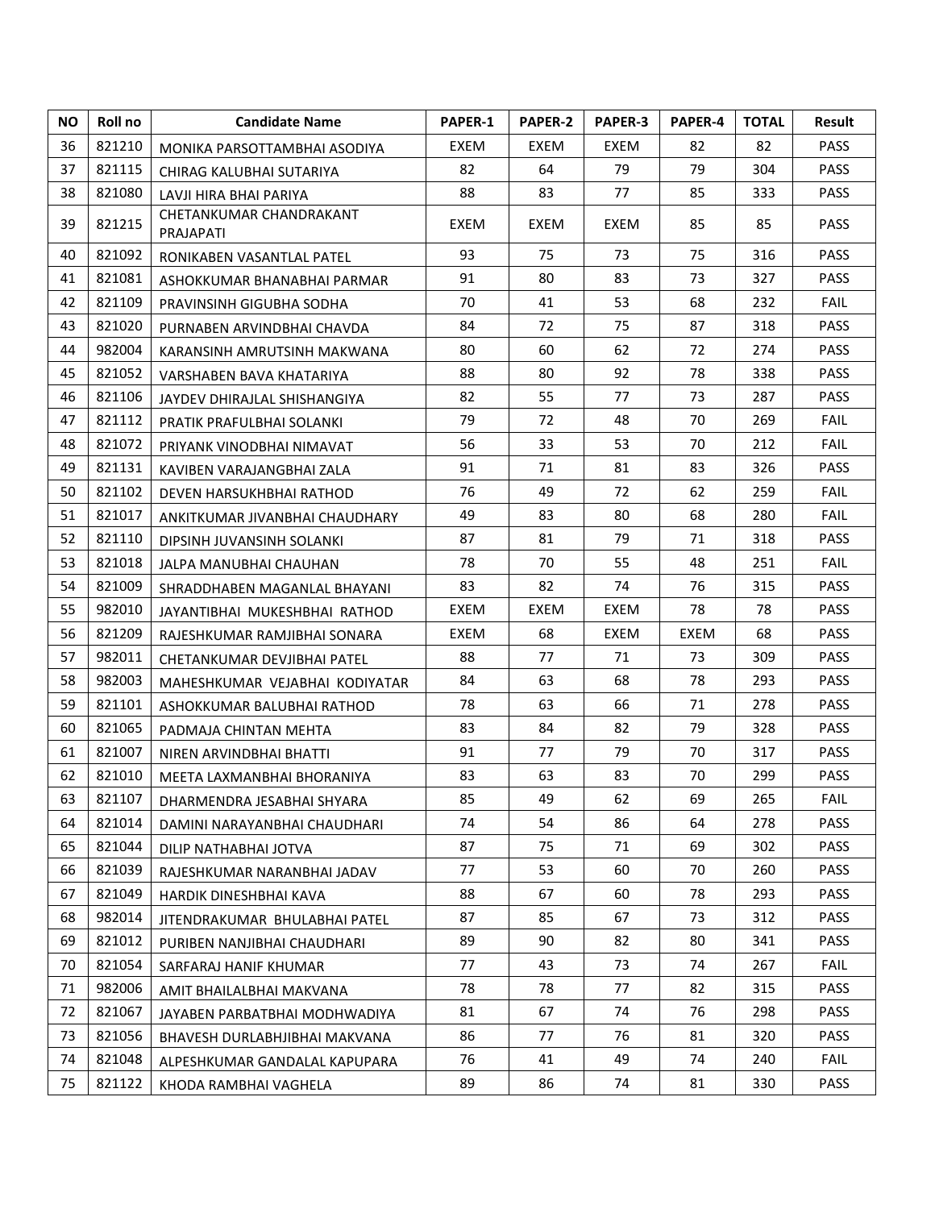| NO | Roll no | Candidate Name | PAPER-1 | PAPER-2 | PAPER-3 | PAPER-4 | TOTAL | Result |
|---|---|---|---|---|---|---|---|---|
| 36 | 821210 | MONIKA PARSOTTAMBHAI ASODIYA | EXEM | EXEM | EXEM | 82 | 82 | PASS |
| 37 | 821115 | CHIRAG KALUBHAI SUTARIYA | 82 | 64 | 79 | 79 | 304 | PASS |
| 38 | 821080 | LAVJI HIRA BHAI PARIYA | 88 | 83 | 77 | 85 | 333 | PASS |
| 39 | 821215 | CHETANKUMAR CHANDRAKANT PRAJAPATI | EXEM | EXEM | EXEM | 85 | 85 | PASS |
| 40 | 821092 | RONIKABEN VASANTLAL PATEL | 93 | 75 | 73 | 75 | 316 | PASS |
| 41 | 821081 | ASHOKKUMAR BHANABHAI PARMAR | 91 | 80 | 83 | 73 | 327 | PASS |
| 42 | 821109 | PRAVINSINH GIGUBHA SODHA | 70 | 41 | 53 | 68 | 232 | FAIL |
| 43 | 821020 | PURNABEN ARVINDBHAI CHAVDA | 84 | 72 | 75 | 87 | 318 | PASS |
| 44 | 982004 | KARANSINH AMRUTSINH MAKWANA | 80 | 60 | 62 | 72 | 274 | PASS |
| 45 | 821052 | VARSHABEN BAVA KHATARIYA | 88 | 80 | 92 | 78 | 338 | PASS |
| 46 | 821106 | JAYDEV DHIRAJLAL SHISHANGIYA | 82 | 55 | 77 | 73 | 287 | PASS |
| 47 | 821112 | PRATIK PRAFULBHAI SOLANKI | 79 | 72 | 48 | 70 | 269 | FAIL |
| 48 | 821072 | PRIYANK VINODBHAI NIMAVAT | 56 | 33 | 53 | 70 | 212 | FAIL |
| 49 | 821131 | KAVIBEN VARAJANGBHAI ZALA | 91 | 71 | 81 | 83 | 326 | PASS |
| 50 | 821102 | DEVEN HARSUKHBHAI RATHOD | 76 | 49 | 72 | 62 | 259 | FAIL |
| 51 | 821017 | ANKITKUMAR JIVANBHAI CHAUDHARY | 49 | 83 | 80 | 68 | 280 | FAIL |
| 52 | 821110 | DIPSINH JUVANSINH SOLANKI | 87 | 81 | 79 | 71 | 318 | PASS |
| 53 | 821018 | JALPA MANUBHAI CHAUHAN | 78 | 70 | 55 | 48 | 251 | FAIL |
| 54 | 821009 | SHRADDHABEN MAGANLAL BHAYANI | 83 | 82 | 74 | 76 | 315 | PASS |
| 55 | 982010 | JAYANTIBHAI MUKESHBHAI RATHOD | EXEM | EXEM | EXEM | 78 | 78 | PASS |
| 56 | 821209 | RAJESHKUMAR RAMJIBHAI SONARA | EXEM | 68 | EXEM | EXEM | 68 | PASS |
| 57 | 982011 | CHETANKUMAR DEVJIBHAI PATEL | 88 | 77 | 71 | 73 | 309 | PASS |
| 58 | 982003 | MAHESHKUMAR VEJABHAI KODIYATAR | 84 | 63 | 68 | 78 | 293 | PASS |
| 59 | 821101 | ASHOKKUMAR BALUBHAI RATHOD | 78 | 63 | 66 | 71 | 278 | PASS |
| 60 | 821065 | PADMAJA CHINTAN MEHTA | 83 | 84 | 82 | 79 | 328 | PASS |
| 61 | 821007 | NIREN ARVINDBHAI BHATTI | 91 | 77 | 79 | 70 | 317 | PASS |
| 62 | 821010 | MEETA LAXMANBHAI BHORANIYA | 83 | 63 | 83 | 70 | 299 | PASS |
| 63 | 821107 | DHARMENDRA JESABHAI SHYARA | 85 | 49 | 62 | 69 | 265 | FAIL |
| 64 | 821014 | DAMINI NARAYANBHAI CHAUDHARI | 74 | 54 | 86 | 64 | 278 | PASS |
| 65 | 821044 | DILIP NATHABHAI JOTVA | 87 | 75 | 71 | 69 | 302 | PASS |
| 66 | 821039 | RAJESHKUMAR NARANBHAI JADAV | 77 | 53 | 60 | 70 | 260 | PASS |
| 67 | 821049 | HARDIK DINESHBHAI KAVA | 88 | 67 | 60 | 78 | 293 | PASS |
| 68 | 982014 | JITENDRAKUMAR BHULABHAI PATEL | 87 | 85 | 67 | 73 | 312 | PASS |
| 69 | 821012 | PURIBEN NANJIBHAI CHAUDHARI | 89 | 90 | 82 | 80 | 341 | PASS |
| 70 | 821054 | SARFARAJ HANIF KHUMAR | 77 | 43 | 73 | 74 | 267 | FAIL |
| 71 | 982006 | AMIT BHAILALBHAI MAKVANA | 78 | 78 | 77 | 82 | 315 | PASS |
| 72 | 821067 | JAYABEN PARBATBHAI MODHWADIYA | 81 | 67 | 74 | 76 | 298 | PASS |
| 73 | 821056 | BHAVESH DURLABHJIBHAI MAKVANA | 86 | 77 | 76 | 81 | 320 | PASS |
| 74 | 821048 | ALPESHKUMAR GANDALAL KAPUPARA | 76 | 41 | 49 | 74 | 240 | FAIL |
| 75 | 821122 | KHODA RAMBHAI VAGHELA | 89 | 86 | 74 | 81 | 330 | PASS |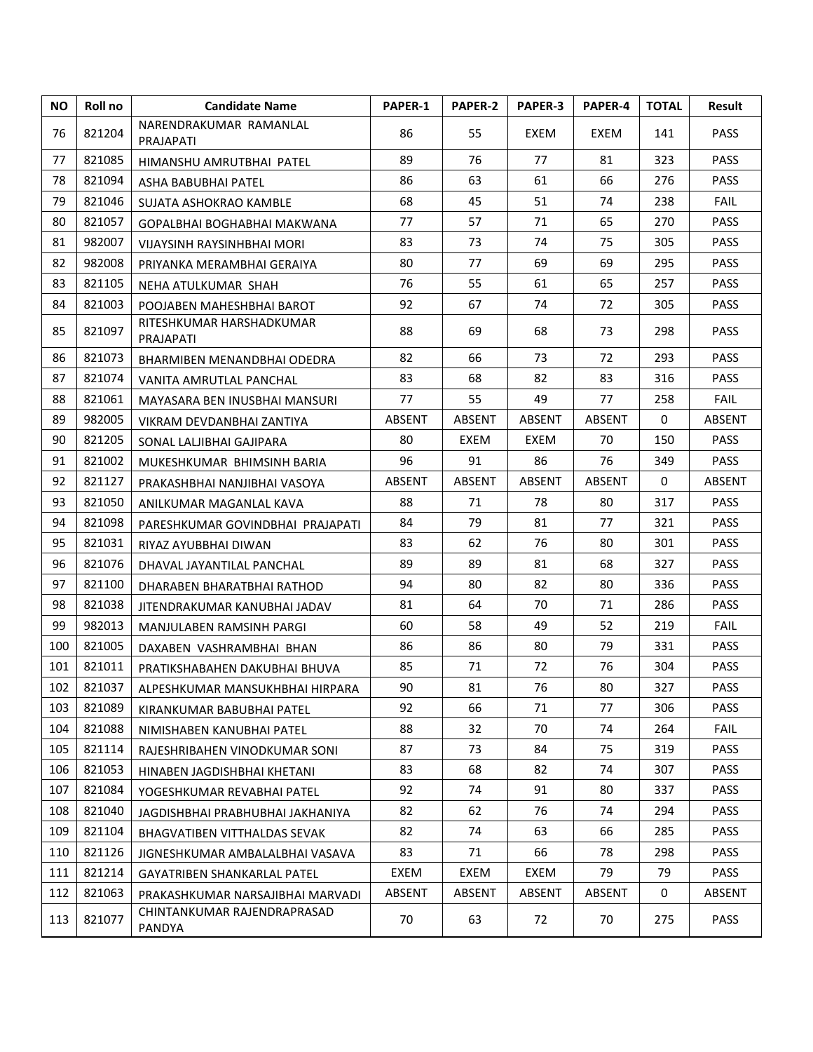| NO | Roll no | Candidate Name | PAPER-1 | PAPER-2 | PAPER-3 | PAPER-4 | TOTAL | Result |
|---|---|---|---|---|---|---|---|---|
| 76 | 821204 | NARENDRAKUMAR RAMANLAL PRAJAPATI | 86 | 55 | EXEM | EXEM | 141 | PASS |
| 77 | 821085 | HIMANSHU AMRUTBHAI PATEL | 89 | 76 | 77 | 81 | 323 | PASS |
| 78 | 821094 | ASHA BABUBHAI PATEL | 86 | 63 | 61 | 66 | 276 | PASS |
| 79 | 821046 | SUJATA ASHOKRAO KAMBLE | 68 | 45 | 51 | 74 | 238 | FAIL |
| 80 | 821057 | GOPALBHAI BOGHABHAI MAKWANA | 77 | 57 | 71 | 65 | 270 | PASS |
| 81 | 982007 | VIJAYSINH RAYSINHBHAI MORI | 83 | 73 | 74 | 75 | 305 | PASS |
| 82 | 982008 | PRIYANKA MERAMBHAI GERAIYA | 80 | 77 | 69 | 69 | 295 | PASS |
| 83 | 821105 | NEHA ATULKUMAR SHAH | 76 | 55 | 61 | 65 | 257 | PASS |
| 84 | 821003 | POOJABEN MAHESHBHAI BAROT | 92 | 67 | 74 | 72 | 305 | PASS |
| 85 | 821097 | RITESHKUMAR HARSHADKUMAR PRAJAPATI | 88 | 69 | 68 | 73 | 298 | PASS |
| 86 | 821073 | BHARMIBEN MENANDBHAI ODEDRA | 82 | 66 | 73 | 72 | 293 | PASS |
| 87 | 821074 | VANITA AMRUTLAL PANCHAL | 83 | 68 | 82 | 83 | 316 | PASS |
| 88 | 821061 | MAYASARA BEN INUSBHAI MANSURI | 77 | 55 | 49 | 77 | 258 | FAIL |
| 89 | 982005 | VIKRAM DEVDANBHAI ZANTIYA | ABSENT | ABSENT | ABSENT | ABSENT | 0 | ABSENT |
| 90 | 821205 | SONAL LALJIBHAI GAJIPARA | 80 | EXEM | EXEM | 70 | 150 | PASS |
| 91 | 821002 | MUKESHKUMAR BHIMSINH BARIA | 96 | 91 | 86 | 76 | 349 | PASS |
| 92 | 821127 | PRAKASHBHAI NANJIBHAI VASOYA | ABSENT | ABSENT | ABSENT | ABSENT | 0 | ABSENT |
| 93 | 821050 | ANILKUMAR MAGANLAL KAVA | 88 | 71 | 78 | 80 | 317 | PASS |
| 94 | 821098 | PARESHKUMAR GOVINDBHAI PRAJAPATI | 84 | 79 | 81 | 77 | 321 | PASS |
| 95 | 821031 | RIYAZ AYUBBHAI DIWAN | 83 | 62 | 76 | 80 | 301 | PASS |
| 96 | 821076 | DHAVAL JAYANTILAL PANCHAL | 89 | 89 | 81 | 68 | 327 | PASS |
| 97 | 821100 | DHARABEN BHARATBHAI RATHOD | 94 | 80 | 82 | 80 | 336 | PASS |
| 98 | 821038 | JITENDRAKUMAR KANUBHAI JADAV | 81 | 64 | 70 | 71 | 286 | PASS |
| 99 | 982013 | MANJULABEN RAMSINH PARGI | 60 | 58 | 49 | 52 | 219 | FAIL |
| 100 | 821005 | DAXABEN VASHRAMBHAI BHAN | 86 | 86 | 80 | 79 | 331 | PASS |
| 101 | 821011 | PRATIKSHABAHEN DAKUBHAI BHUVA | 85 | 71 | 72 | 76 | 304 | PASS |
| 102 | 821037 | ALPESHKUMAR MANSUKHBHAI HIRPARA | 90 | 81 | 76 | 80 | 327 | PASS |
| 103 | 821089 | KIRANKUMAR BABUBHAI PATEL | 92 | 66 | 71 | 77 | 306 | PASS |
| 104 | 821088 | NIMISHABEN KANUBHAI PATEL | 88 | 32 | 70 | 74 | 264 | FAIL |
| 105 | 821114 | RAJESHRIBAHEN VINODKUMAR SONI | 87 | 73 | 84 | 75 | 319 | PASS |
| 106 | 821053 | HINABEN JAGDISHBHAI KHETANI | 83 | 68 | 82 | 74 | 307 | PASS |
| 107 | 821084 | YOGESHKUMAR REVABHAI PATEL | 92 | 74 | 91 | 80 | 337 | PASS |
| 108 | 821040 | JAGDISHBHAI PRABHUBHAI JAKHANIYA | 82 | 62 | 76 | 74 | 294 | PASS |
| 109 | 821104 | BHAGVATIBEN VITTHALDAS SEVAK | 82 | 74 | 63 | 66 | 285 | PASS |
| 110 | 821126 | JIGNESHKUMAR AMBALALBHAI VASAVA | 83 | 71 | 66 | 78 | 298 | PASS |
| 111 | 821214 | GAYATRIBEN SHANKARLAL PATEL | EXEM | EXEM | EXEM | 79 | 79 | PASS |
| 112 | 821063 | PRAKASHKUMAR NARSAJIBHAI MARVADI | ABSENT | ABSENT | ABSENT | ABSENT | 0 | ABSENT |
| 113 | 821077 | CHINTANKUMAR RAJENDRAPRASAD PANDYA | 70 | 63 | 72 | 70 | 275 | PASS |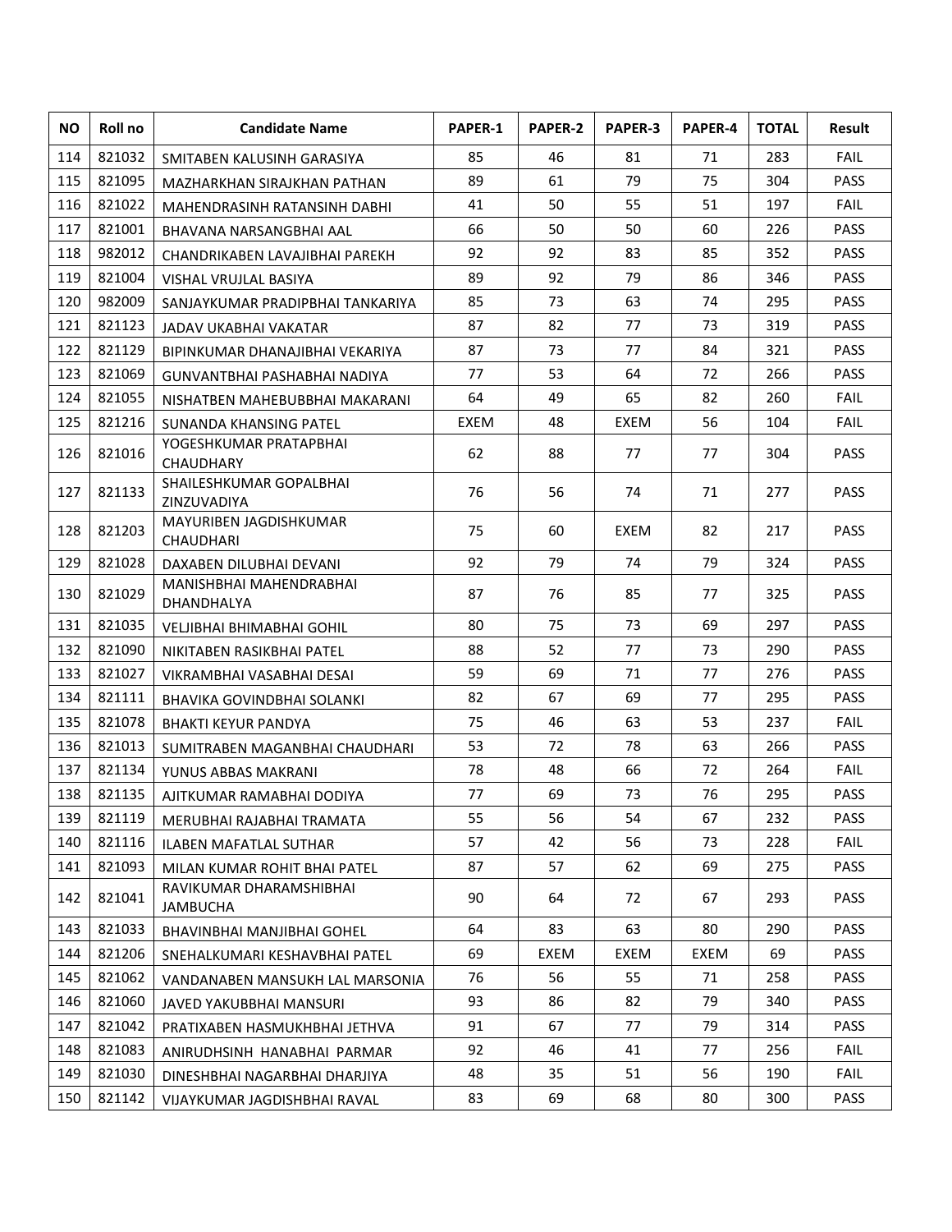| NO | Roll no | Candidate Name | PAPER-1 | PAPER-2 | PAPER-3 | PAPER-4 | TOTAL | Result |
|---|---|---|---|---|---|---|---|---|
| 114 | 821032 | SMITABEN KALUSINH GARASIYA | 85 | 46 | 81 | 71 | 283 | FAIL |
| 115 | 821095 | MAZHARKHAN SIRAJKHAN PATHAN | 89 | 61 | 79 | 75 | 304 | PASS |
| 116 | 821022 | MAHENDRASINH RATANSINH DABHI | 41 | 50 | 55 | 51 | 197 | FAIL |
| 117 | 821001 | BHAVANA NARSANGBHAI AAL | 66 | 50 | 50 | 60 | 226 | PASS |
| 118 | 982012 | CHANDRIKABEN LAVAJIBHAI PAREKH | 92 | 92 | 83 | 85 | 352 | PASS |
| 119 | 821004 | VISHAL VRUJLAL BASIYA | 89 | 92 | 79 | 86 | 346 | PASS |
| 120 | 982009 | SANJAYKUMAR PRADIPBHAI TANKARIYA | 85 | 73 | 63 | 74 | 295 | PASS |
| 121 | 821123 | JADAV UKABHAI VAKATAR | 87 | 82 | 77 | 73 | 319 | PASS |
| 122 | 821129 | BIPINKUMAR DHANAJIBHAI VEKARIYA | 87 | 73 | 77 | 84 | 321 | PASS |
| 123 | 821069 | GUNVANTBHAI PASHABHAI NADIYA | 77 | 53 | 64 | 72 | 266 | PASS |
| 124 | 821055 | NISHATBEN MAHEBUBBHAI MAKARANI | 64 | 49 | 65 | 82 | 260 | FAIL |
| 125 | 821216 | SUNANDA KHANSING PATEL | EXEM | 48 | EXEM | 56 | 104 | FAIL |
| 126 | 821016 | YOGESHKUMAR PRATAPBHAI CHAUDHARY | 62 | 88 | 77 | 77 | 304 | PASS |
| 127 | 821133 | SHAILESHKUMAR GOPALBHAI ZINZUVADIYA | 76 | 56 | 74 | 71 | 277 | PASS |
| 128 | 821203 | MAYURIBEN JAGDISHKUMAR CHAUDHARI | 75 | 60 | EXEM | 82 | 217 | PASS |
| 129 | 821028 | DAXABEN DILUBHAI DEVANI | 92 | 79 | 74 | 79 | 324 | PASS |
| 130 | 821029 | MANISHBHAI MAHENDRABHAI DHANDHALYA | 87 | 76 | 85 | 77 | 325 | PASS |
| 131 | 821035 | VELJIBHAI BHIMABHAI GOHIL | 80 | 75 | 73 | 69 | 297 | PASS |
| 132 | 821090 | NIKITABEN RASIKBHAI PATEL | 88 | 52 | 77 | 73 | 290 | PASS |
| 133 | 821027 | VIKRAMBHAI VASABHAI DESAI | 59 | 69 | 71 | 77 | 276 | PASS |
| 134 | 821111 | BHAVIKA GOVINDBHAI SOLANKI | 82 | 67 | 69 | 77 | 295 | PASS |
| 135 | 821078 | BHAKTI KEYUR PANDYA | 75 | 46 | 63 | 53 | 237 | FAIL |
| 136 | 821013 | SUMITRABEN MAGANBHAI CHAUDHARI | 53 | 72 | 78 | 63 | 266 | PASS |
| 137 | 821134 | YUNUS ABBAS MAKRANI | 78 | 48 | 66 | 72 | 264 | FAIL |
| 138 | 821135 | AJITKUMAR RAMABHAI DODIYA | 77 | 69 | 73 | 76 | 295 | PASS |
| 139 | 821119 | MERUBHAI RAJABHAI TRAMATA | 55 | 56 | 54 | 67 | 232 | PASS |
| 140 | 821116 | ILABEN MAFATLAL SUTHAR | 57 | 42 | 56 | 73 | 228 | FAIL |
| 141 | 821093 | MILAN KUMAR ROHIT BHAI PATEL | 87 | 57 | 62 | 69 | 275 | PASS |
| 142 | 821041 | RAVIKUMAR DHARAMSHIBHAI JAMBUCHA | 90 | 64 | 72 | 67 | 293 | PASS |
| 143 | 821033 | BHAVINBHAI MANJIBHAI GOHEL | 64 | 83 | 63 | 80 | 290 | PASS |
| 144 | 821206 | SNEHALKUMARI KESHAVBHAI PATEL | 69 | EXEM | EXEM | EXEM | 69 | PASS |
| 145 | 821062 | VANDANABEN MANSUKH LAL MARSONIA | 76 | 56 | 55 | 71 | 258 | PASS |
| 146 | 821060 | JAVED YAKUBBHAI MANSURI | 93 | 86 | 82 | 79 | 340 | PASS |
| 147 | 821042 | PRATIXABEN HASMUKHBHAI JETHVA | 91 | 67 | 77 | 79 | 314 | PASS |
| 148 | 821083 | ANIRUDHSINH HANABHAI PARMAR | 92 | 46 | 41 | 77 | 256 | FAIL |
| 149 | 821030 | DINESHBHAI NAGARBHAI DHARJIYA | 48 | 35 | 51 | 56 | 190 | FAIL |
| 150 | 821142 | VIJAYKUMAR JAGDISHBHAI RAVAL | 83 | 69 | 68 | 80 | 300 | PASS |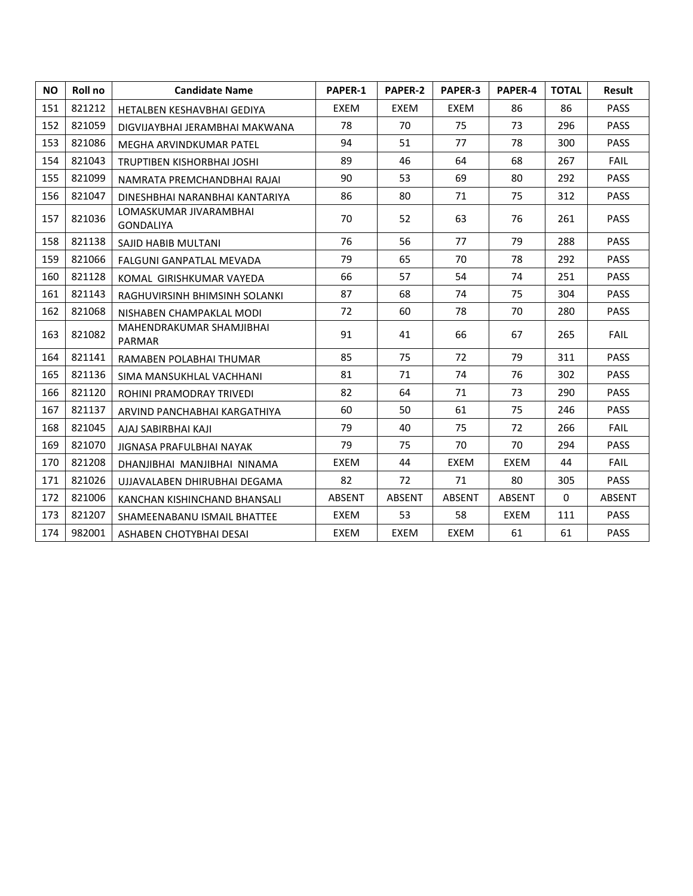| NO | Roll no | Candidate Name | PAPER-1 | PAPER-2 | PAPER-3 | PAPER-4 | TOTAL | Result |
|---|---|---|---|---|---|---|---|---|
| 151 | 821212 | HETALBEN KESHAVBHAI GEDIYA | EXEM | EXEM | EXEM | 86 | 86 | PASS |
| 152 | 821059 | DIGVIJAYBHAI JERAMBHAI MAKWANA | 78 | 70 | 75 | 73 | 296 | PASS |
| 153 | 821086 | MEGHA ARVINDKUMAR PATEL | 94 | 51 | 77 | 78 | 300 | PASS |
| 154 | 821043 | TRUPTIBEN KISHORBHAI JOSHI | 89 | 46 | 64 | 68 | 267 | FAIL |
| 155 | 821099 | NAMRATA PREMCHANDBHAI RAJAI | 90 | 53 | 69 | 80 | 292 | PASS |
| 156 | 821047 | DINESHBHAI NARANBHAI KANTARIYA | 86 | 80 | 71 | 75 | 312 | PASS |
| 157 | 821036 | LOMASKUMAR JIVARAMBHAI GONDALIYA | 70 | 52 | 63 | 76 | 261 | PASS |
| 158 | 821138 | SAJID HABIB MULTANI | 76 | 56 | 77 | 79 | 288 | PASS |
| 159 | 821066 | FALGUNI GANPATLAL MEVADA | 79 | 65 | 70 | 78 | 292 | PASS |
| 160 | 821128 | KOMAL GIRISHKUMAR VAYEDA | 66 | 57 | 54 | 74 | 251 | PASS |
| 161 | 821143 | RAGHUVIRSINH BHIMSINH SOLANKI | 87 | 68 | 74 | 75 | 304 | PASS |
| 162 | 821068 | NISHABEN CHAMPAKLAL MODI | 72 | 60 | 78 | 70 | 280 | PASS |
| 163 | 821082 | MAHENDRAKUMAR SHAMJIBHAI PARMAR | 91 | 41 | 66 | 67 | 265 | FAIL |
| 164 | 821141 | RAMABEN POLABHAI THUMAR | 85 | 75 | 72 | 79 | 311 | PASS |
| 165 | 821136 | SIMA MANSUKHLAL VACHHANI | 81 | 71 | 74 | 76 | 302 | PASS |
| 166 | 821120 | ROHINI PRAMODRAY TRIVEDI | 82 | 64 | 71 | 73 | 290 | PASS |
| 167 | 821137 | ARVIND PANCHABHAI KARGATHIYA | 60 | 50 | 61 | 75 | 246 | PASS |
| 168 | 821045 | AJAJ SABIRBHAI KAJI | 79 | 40 | 75 | 72 | 266 | FAIL |
| 169 | 821070 | JIGNASA PRAFULBHAI NAYAK | 79 | 75 | 70 | 70 | 294 | PASS |
| 170 | 821208 | DHANJIBHAI MANJIBHAI NINAMA | EXEM | 44 | EXEM | EXEM | 44 | FAIL |
| 171 | 821026 | UJJAVALABEN DHIRUBHAI DEGAMA | 82 | 72 | 71 | 80 | 305 | PASS |
| 172 | 821006 | KANCHAN KISHINCHAND BHANSALI | ABSENT | ABSENT | ABSENT | ABSENT | 0 | ABSENT |
| 173 | 821207 | SHAMEENABANU ISMAIL BHATTEE | EXEM | 53 | 58 | EXEM | 111 | PASS |
| 174 | 982001 | ASHABEN CHOTYBHAI DESAI | EXEM | EXEM | EXEM | 61 | 61 | PASS |